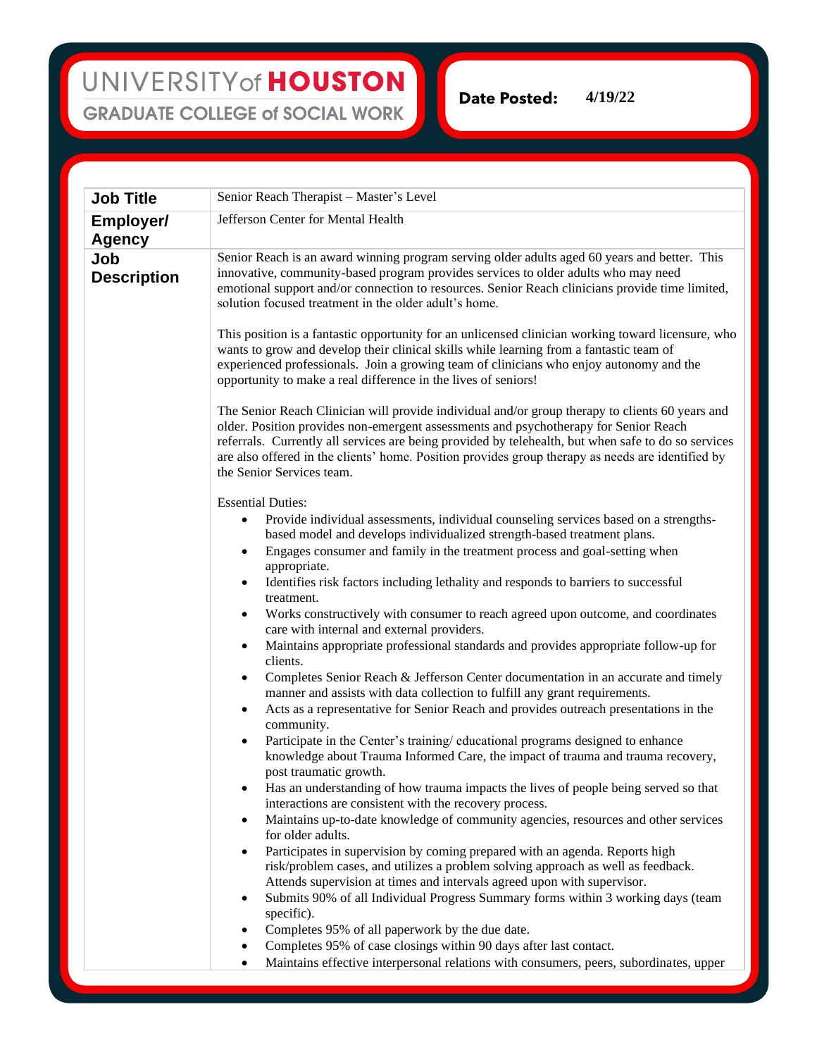# UNIVERSITY of HOUSTON
## GRADUATE COLLEGE of SOCIAL WORK

**Date Posted:** 4/19/22

| | |
|---|---|
| **Job Title** | Senior Reach Therapist – Master's Level |
| **Employer/ Agency** | Jefferson Center for Mental Health |
| **Job Description** | Senior Reach is an award winning program serving older adults aged 60 years and better. This innovative, community-based program provides services to older adults who may need emotional support and/or connection to resources. Senior Reach clinicians provide time limited, solution focused treatment in the older adult's home.<br><br>This position is a fantastic opportunity for an unlicensed clinician working toward licensure, who wants to grow and develop their clinical skills while learning from a fantastic team of experienced professionals. Join a growing team of clinicians who enjoy autonomy and the opportunity to make a real difference in the lives of seniors!<br><br>The Senior Reach Clinician will provide individual and/or group therapy to clients 60 years and older. Position provides non-emergent assessments and psychotherapy for Senior Reach referrals. Currently all services are being provided by telehealth, but when safe to do so services are also offered in the clients' home. Position provides group therapy as needs are identified by the Senior Services team.<br><br>Essential Duties:<br>• Provide individual assessments, individual counseling services based on a strengths-based model and develops individualized strength-based treatment plans.<br>• Engages consumer and family in the treatment process and goal-setting when appropriate.<br>• Identifies risk factors including lethality and responds to barriers to successful treatment.<br>• Works constructively with consumer to reach agreed upon outcome, and coordinates care with internal and external providers.<br>• Maintains appropriate professional standards and provides appropriate follow-up for clients.<br>• Completes Senior Reach & Jefferson Center documentation in an accurate and timely manner and assists with data collection to fulfill any grant requirements.<br>• Acts as a representative for Senior Reach and provides outreach presentations in the community.<br>• Participate in the Center's training/ educational programs designed to enhance knowledge about Trauma Informed Care, the impact of trauma and trauma recovery, post traumatic growth.<br>• Has an understanding of how trauma impacts the lives of people being served so that interactions are consistent with the recovery process.<br>• Maintains up-to-date knowledge of community agencies, resources and other services for older adults.<br>• Participates in supervision by coming prepared with an agenda. Reports high risk/problem cases, and utilizes a problem solving approach as well as feedback. Attends supervision at times and intervals agreed upon with supervisor.<br>• Submits 90% of all Individual Progress Summary forms within 3 working days (team specific).<br>• Completes 95% of all paperwork by the due date.<br>• Completes 95% of case closings within 90 days after last contact.<br>• Maintains effective interpersonal relations with consumers, peers, subordinates, upper |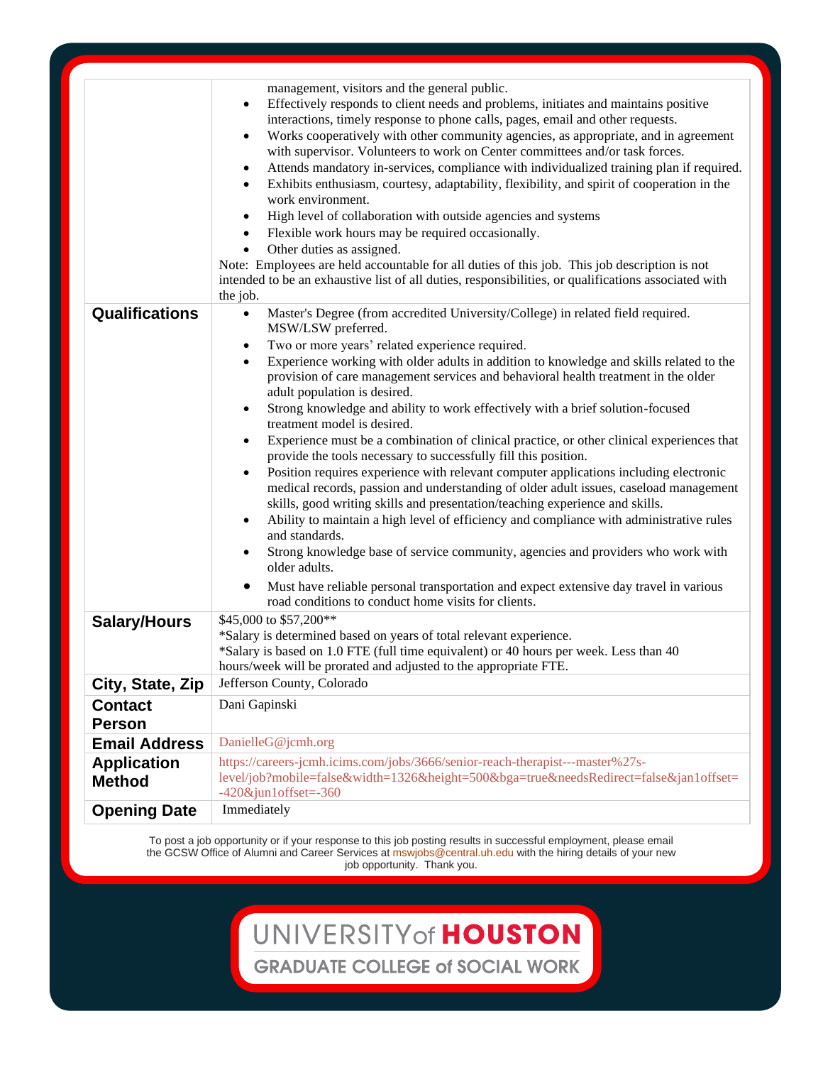| | |
|---|---|
| | management, visitors and the general public.<br>• Effectively responds to client needs and problems, initiates and maintains positive interactions, timely response to phone calls, pages, email and other requests.<br>• Works cooperatively with other community agencies, as appropriate, and in agreement with supervisor. Volunteers to work on Center committees and/or task forces.<br>• Attends mandatory in-services, compliance with individualized training plan if required.<br>• Exhibits enthusiasm, courtesy, adaptability, flexibility, and spirit of cooperation in the work environment.<br>• High level of collaboration with outside agencies and systems<br>• Flexible work hours may be required occasionally.<br>• Other duties as assigned.<br>Note: Employees are held accountable for all duties of this job. This job description is not intended to be an exhaustive list of all duties, responsibilities, or qualifications associated with the job. |
| **Qualifications** | • Master's Degree (from accredited University/College) in related field required. MSW/LSW preferred.<br>• Two or more years' related experience required.<br>• Experience working with older adults in addition to knowledge and skills related to the provision of care management services and behavioral health treatment in the older adult population is desired.<br>• Strong knowledge and ability to work effectively with a brief solution-focused treatment model is desired.<br>• Experience must be a combination of clinical practice, or other clinical experiences that provide the tools necessary to successfully fill this position.<br>• Position requires experience with relevant computer applications including electronic medical records, passion and understanding of older adult issues, caseload management skills, good writing skills and presentation/teaching experience and skills.<br>• Ability to maintain a high level of efficiency and compliance with administrative rules and standards.<br>• Strong knowledge base of service community, agencies and providers who work with older adults.<br>• Must have reliable personal transportation and expect extensive day travel in various road conditions to conduct home visits for clients. |
| **Salary/Hours** | $45,000 to $57,200**<br>*Salary is determined based on years of total relevant experience.<br>*Salary is based on 1.0 FTE (full time equivalent) or 40 hours per week. Less than 40 hours/week will be prorated and adjusted to the appropriate FTE. |
| **City, State, Zip** | Jefferson County, Colorado |
| **Contact Person** | Dani Gapinski |
| **Email Address** | DanielleG@jcmh.org |
| **Application Method** | https://careers-jcmh.icims.com/jobs/3666/senior-reach-therapist---master%27s-level/job?mobile=false&width=1326&height=500&bga=true&needsRedirect=false&jan1offset=-420&jun1offset=-360 |
| **Opening Date** | Immediately |

To post a job opportunity or if your response to this job posting results in successful employment, please email the GCSW Office of Alumni and Career Services at mswjobs@central.uh.edu with the hiring details of your new job opportunity. Thank you.

UNIVERSITY of HOUSTON
GRADUATE COLLEGE of SOCIAL WORK